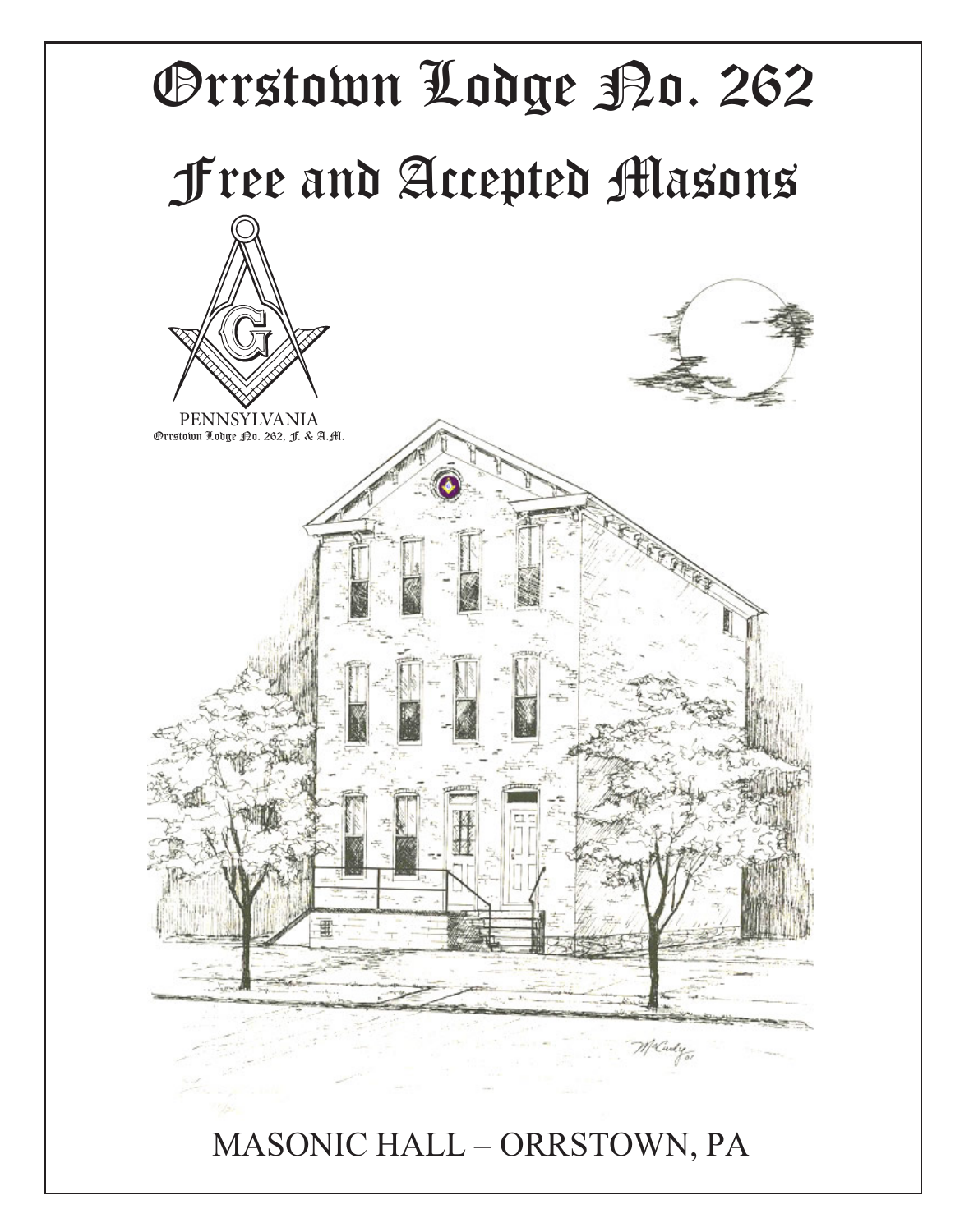# Orrstown Lodge No. 262

# Free and Accepted Masons

PENNSYLVANIA
Orrstown Lodge No. 262, F. & A.M.

MASONIC HALL – ORRSTOWN, PA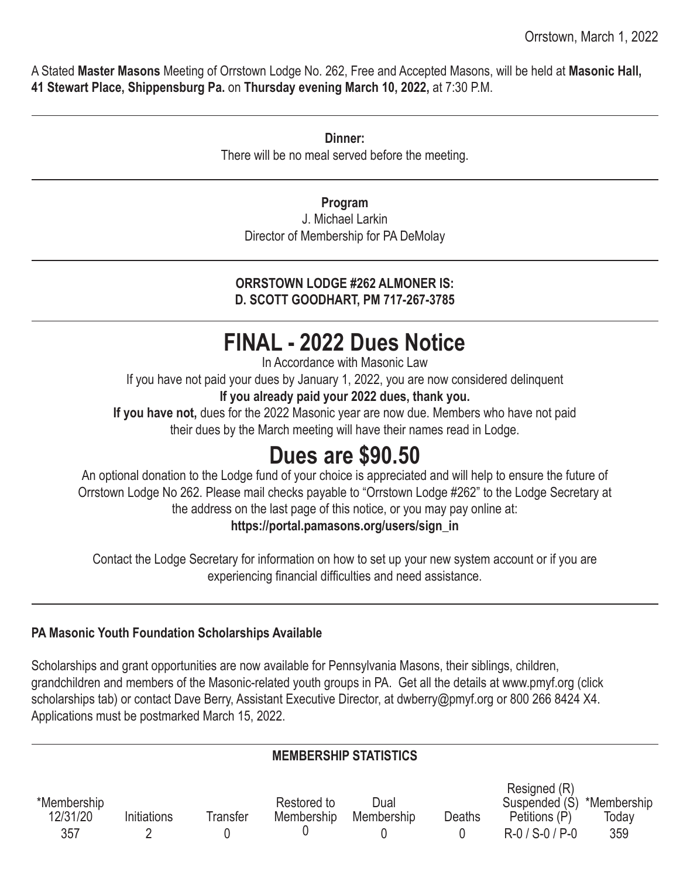Orrstown, March 1, 2022

A Stated **Master Masons** Meeting of Orrstown Lodge No. 262, Free and Accepted Masons, will be held at **Masonic Hall, 41 Stewart Place, Shippensburg Pa.** on **Thursday evening March 10, 2022,** at 7:30 P.M.

---

**Dinner:**

There will be no meal served before the meeting.

---

**Program**

J. Michael Larkin
Director of Membership for PA DeMolay

---

**ORRSTOWN LODGE #262 ALMONER IS:**
**D. SCOTT GOODHART, PM 717-267-3785**

---

# FINAL - 2022 Dues Notice

In Accordance with Masonic Law

If you have not paid your dues by January 1, 2022, you are now considered delinquent

**If you already paid your 2022 dues, thank you.**

**If you have not,** dues for the 2022 Masonic year are now due. Members who have not paid their dues by the March meeting will have their names read in Lodge.

# Dues are $90.50

An optional donation to the Lodge fund of your choice is appreciated and will help to ensure the future of Orrstown Lodge No 262. Please mail checks payable to "Orrstown Lodge #262" to the Lodge Secretary at the address on the last page of this notice, or you may pay online at:

**https://portal.pamasons.org/users/sign_in**

Contact the Lodge Secretary for information on how to set up your new system account or if you are experiencing financial difficulties and need assistance.

---

**PA Masonic Youth Foundation Scholarships Available**

Scholarships and grant opportunities are now available for Pennsylvania Masons, their siblings, children, grandchildren and members of the Masonic-related youth groups in PA. Get all the details at www.pmyf.org (click scholarships tab) or contact Dave Berry, Assistant Executive Director, at dwberry@pmyf.org or 800 266 8424 X4. Applications must be postmarked March 15, 2022.

---

**MEMBERSHIP STATISTICS**

| *Membership 12/31/20 | Initiations | Transfer | Restored to Membership | Dual Membership | Deaths | Resigned (R) Suspended (S) Petitions (P) | *Membership Today |
|---|---|---|---|---|---|---|---|
| 357 | 2 | 0 | 0 | 0 | 0 | R-0 / S-0 / P-0 | 359 |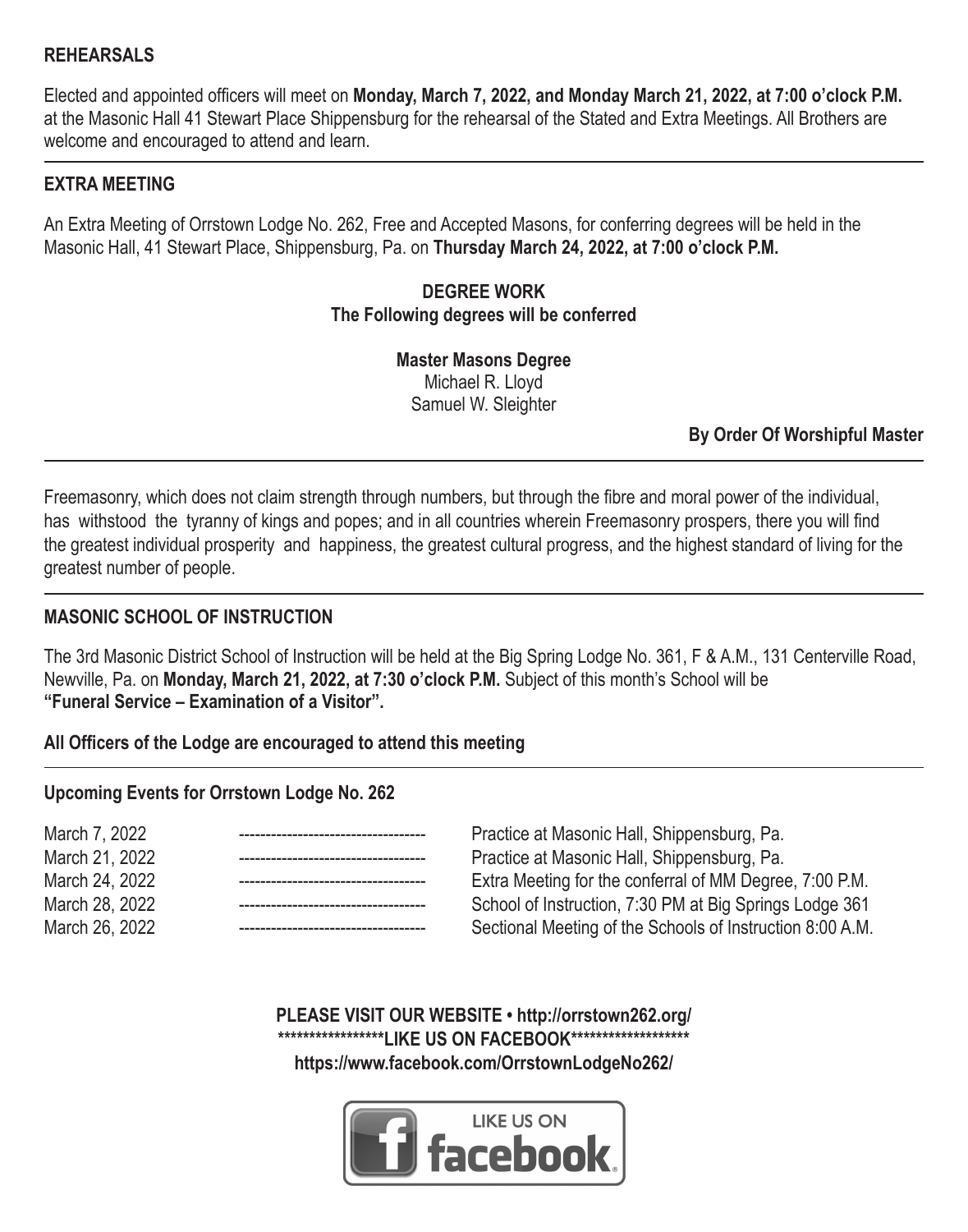## REHEARSALS

Elected and appointed officers will meet on **Monday, March 7, 2022, and Monday March 21, 2022, at 7:00 o'clock P.M.** at the Masonic Hall 41 Stewart Place Shippensburg for the rehearsal of the Stated and Extra Meetings. All Brothers are welcome and encouraged to attend and learn.

---

## EXTRA MEETING

An Extra Meeting of Orrstown Lodge No. 262, Free and Accepted Masons, for conferring degrees will be held in the Masonic Hall, 41 Stewart Place, Shippensburg, Pa. on **Thursday March 24, 2022, at 7:00 o'clock P.M.**

**DEGREE WORK**
**The Following degrees will be conferred**

**Master Masons Degree**
Michael R. Lloyd
Samuel W. Sleighter

**By Order Of Worshipful Master**

---

Freemasonry, which does not claim strength through numbers, but through the fibre and moral power of the individual, has withstood the tyranny of kings and popes; and in all countries wherein Freemasonry prospers, there you will find the greatest individual prosperity and happiness, the greatest cultural progress, and the highest standard of living for the greatest number of people.

---

## MASONIC SCHOOL OF INSTRUCTION

The 3rd Masonic District School of Instruction will be held at the Big Spring Lodge No. 361, F & A.M., 131 Centerville Road, Newville, Pa. on **Monday, March 21, 2022, at 7:30 o'clock P.M.** Subject of this month's School will be **"Funeral Service – Examination of a Visitor".**

**All Officers of the Lodge are encouraged to attend this meeting**

---

**Upcoming Events for Orrstown Lodge No. 262**

| Date | | Event |
|---|---|---|
| March 7, 2022 | ----------------------------------- | Practice at Masonic Hall, Shippensburg, Pa. |
| March 21, 2022 | ----------------------------------- | Practice at Masonic Hall, Shippensburg, Pa. |
| March 24, 2022 | ----------------------------------- | Extra Meeting for the conferral of MM Degree, 7:00 P.M. |
| March 28, 2022 | ----------------------------------- | School of Instruction, 7:30 PM at Big Springs Lodge 361 |
| March 26, 2022 | ----------------------------------- | Sectional Meeting of the Schools of Instruction 8:00 A.M. |

**PLEASE VISIT OUR WEBSITE • http://orrstown262.org/**
**\*\*\*\*\*\*\*\*\*\*\*\*\*\*\*\*\*LIKE US ON FACEBOOK\*\*\*\*\*\*\*\*\*\*\*\*\*\*\*\*\*\*\***
**https://www.facebook.com/OrrstownLodgeNo262/**

LIKE US ON facebook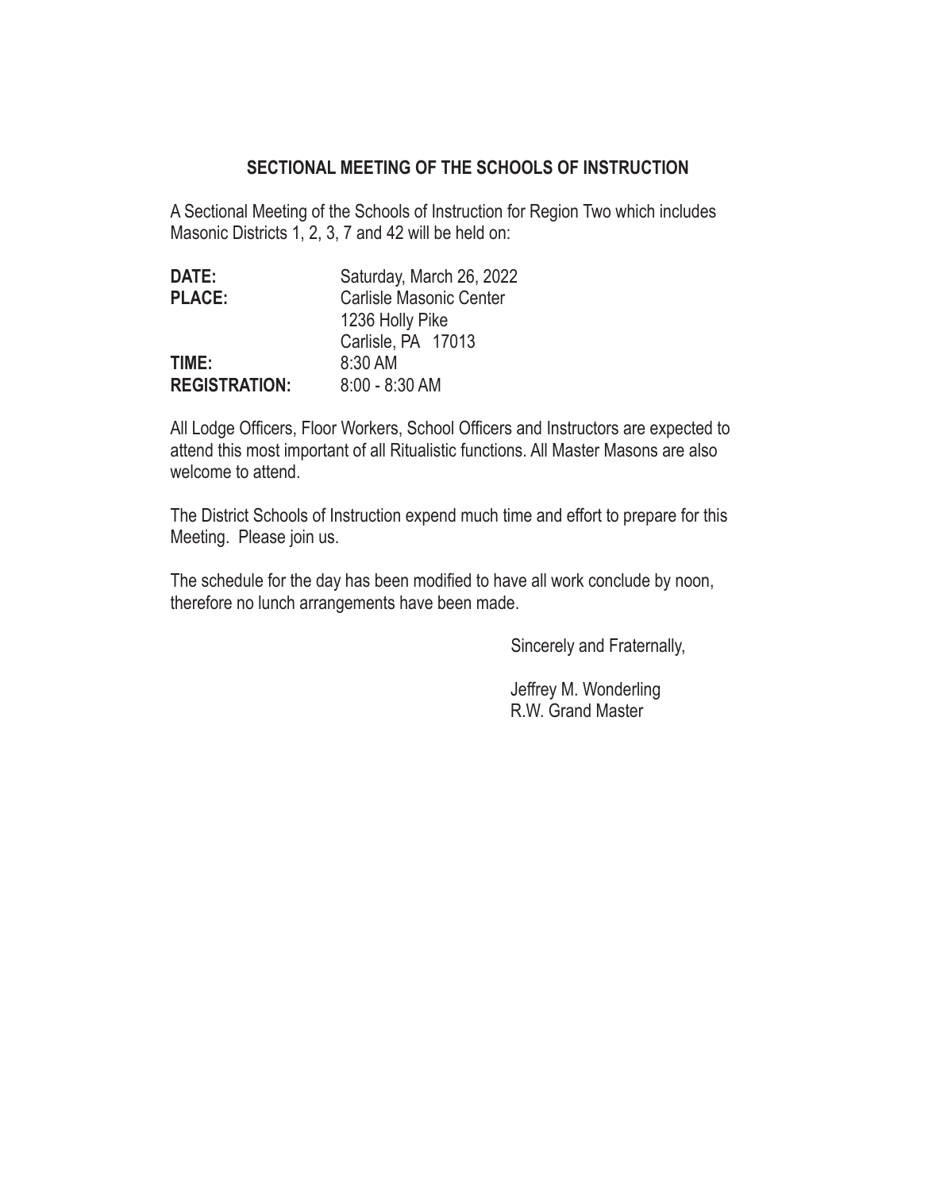## SECTIONAL MEETING OF THE SCHOOLS OF INSTRUCTION

A Sectional Meeting of the Schools of Instruction for Region Two which includes Masonic Districts 1, 2, 3, 7 and 42 will be held on:

| | |
|---|---|
| **DATE:** | Saturday, March 26, 2022 |
| **PLACE:** | Carlisle Masonic Center<br>1236 Holly Pike<br>Carlisle, PA 17013 |
| **TIME:** | 8:30 AM |
| **REGISTRATION:** | 8:00 - 8:30 AM |

All Lodge Officers, Floor Workers, School Officers and Instructors are expected to attend this most important of all Ritualistic functions. All Master Masons are also welcome to attend.

The District Schools of Instruction expend much time and effort to prepare for this Meeting. Please join us.

The schedule for the day has been modified to have all work conclude by noon, therefore no lunch arrangements have been made.

Sincerely and Fraternally,

Jeffrey M. Wonderling
R.W. Grand Master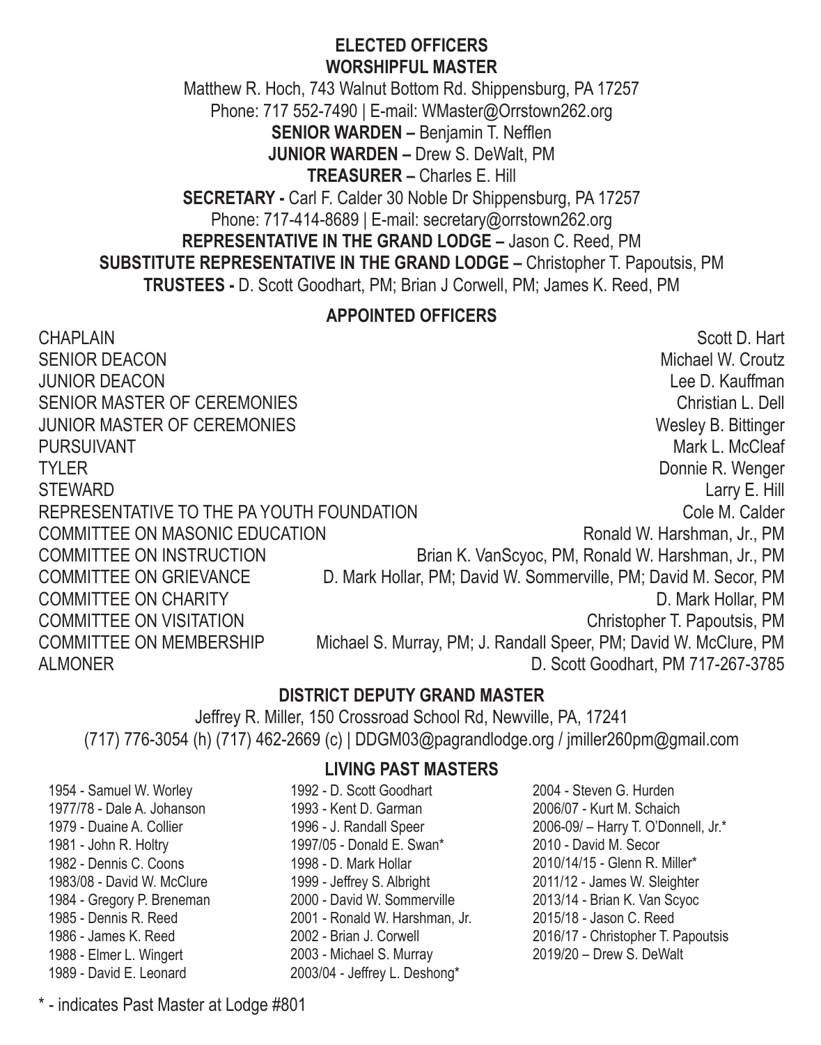## ELECTED OFFICERS

### WORSHIPFUL MASTER

Matthew R. Hoch, 743 Walnut Bottom Rd. Shippensburg, PA 17257
Phone: 717 552-7490 | E-mail: WMaster@Orrstown262.org

**SENIOR WARDEN –** Benjamin T. Nefflen

**JUNIOR WARDEN –** Drew S. DeWalt, PM

**TREASURER –** Charles E. Hill

**SECRETARY -** Carl F. Calder 30 Noble Dr Shippensburg, PA 17257
Phone: 717-414-8689 | E-mail: secretary@orrstown262.org

**REPRESENTATIVE IN THE GRAND LODGE –** Jason C. Reed, PM

**SUBSTITUTE REPRESENTATIVE IN THE GRAND LODGE –** Christopher T. Papoutsis, PM

**TRUSTEES -** D. Scott Goodhart, PM; Brian J Corwell, PM; James K. Reed, PM

## APPOINTED OFFICERS

| | |
|---|---|
| CHAPLAIN | Scott D. Hart |
| SENIOR DEACON | Michael W. Croutz |
| JUNIOR DEACON | Lee D. Kauffman |
| SENIOR MASTER OF CEREMONIES | Christian L. Dell |
| JUNIOR MASTER OF CEREMONIES | Wesley B. Bittinger |
| PURSUIVANT | Mark L. McCleaf |
| TYLER | Donnie R. Wenger |
| STEWARD | Larry E. Hill |
| REPRESENTATIVE TO THE PA YOUTH FOUNDATION | Cole M. Calder |
| COMMITTEE ON MASONIC EDUCATION | Ronald W. Harshman, Jr., PM |
| COMMITTEE ON INSTRUCTION | Brian K. VanScyoc, PM, Ronald W. Harshman, Jr., PM |
| COMMITTEE ON GRIEVANCE | D. Mark Hollar, PM; David W. Sommerville, PM; David M. Secor, PM |
| COMMITTEE ON CHARITY | D. Mark Hollar, PM |
| COMMITTEE ON VISITATION | Christopher T. Papoutsis, PM |
| COMMITTEE ON MEMBERSHIP | Michael S. Murray, PM; J. Randall Speer, PM; David W. McClure, PM |
| ALMONER | D. Scott Goodhart, PM 717-267-3785 |

## DISTRICT DEPUTY GRAND MASTER

Jeffrey R. Miller, 150 Crossroad School Rd, Newville, PA, 17241
(717) 776-3054 (h) (717) 462-2669 (c) | DDGM03@pagrandlodge.org / jmiller260pm@gmail.com

## LIVING PAST MASTERS

1954 - Samuel W. Worley
1977/78 - Dale A. Johanson
1979 - Duaine A. Collier
1981 - John R. Holtry
1982 - Dennis C. Coons
1983/08 - David W. McClure
1984 - Gregory P. Breneman
1985 - Dennis R. Reed
1986 - James K. Reed
1988 - Elmer L. Wingert
1989 - David E. Leonard
1992 - D. Scott Goodhart
1993 - Kent D. Garman
1996 - J. Randall Speer
1997/05 - Donald E. Swan*
1998 - D. Mark Hollar
1999 - Jeffrey S. Albright
2000 - David W. Sommerville
2001 - Ronald W. Harshman, Jr.
2002 - Brian J. Corwell
2003 - Michael S. Murray
2003/04 - Jeffrey L. Deshong*
2004 - Steven G. Hurden
2006/07 - Kurt M. Schaich
2006-09/ – Harry T. O'Donnell, Jr.*
2010 - David M. Secor
2010/14/15 - Glenn R. Miller*
2011/12 - James W. Sleighter
2013/14 - Brian K. Van Scyoc
2015/18 - Jason C. Reed
2016/17 - Christopher T. Papoutsis
2019/20 – Drew S. DeWalt

* - indicates Past Master at Lodge #801